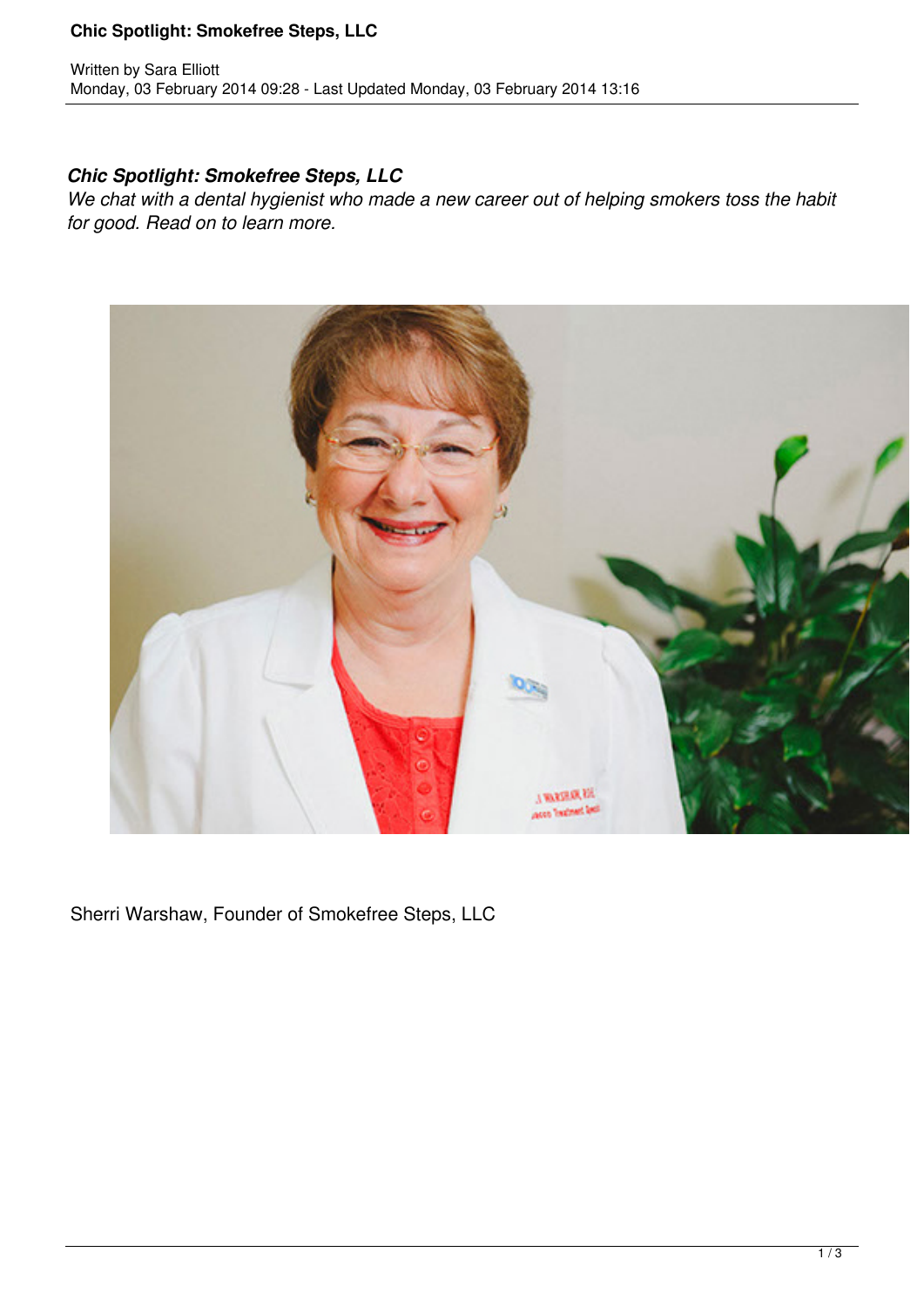Written by Sara Elliott
Monday, 03 February 2014 09:28 - Last Updated Monday, 03 February 2014 13:16

## *Chic Spotlight: Smokefree Steps, LLC*

*We chat with a dental hygienist who made a new career out of helping smokers toss the habit for good. Read on to learn more.*

Sherri Warshaw, Founder of Smokefree Steps, LLC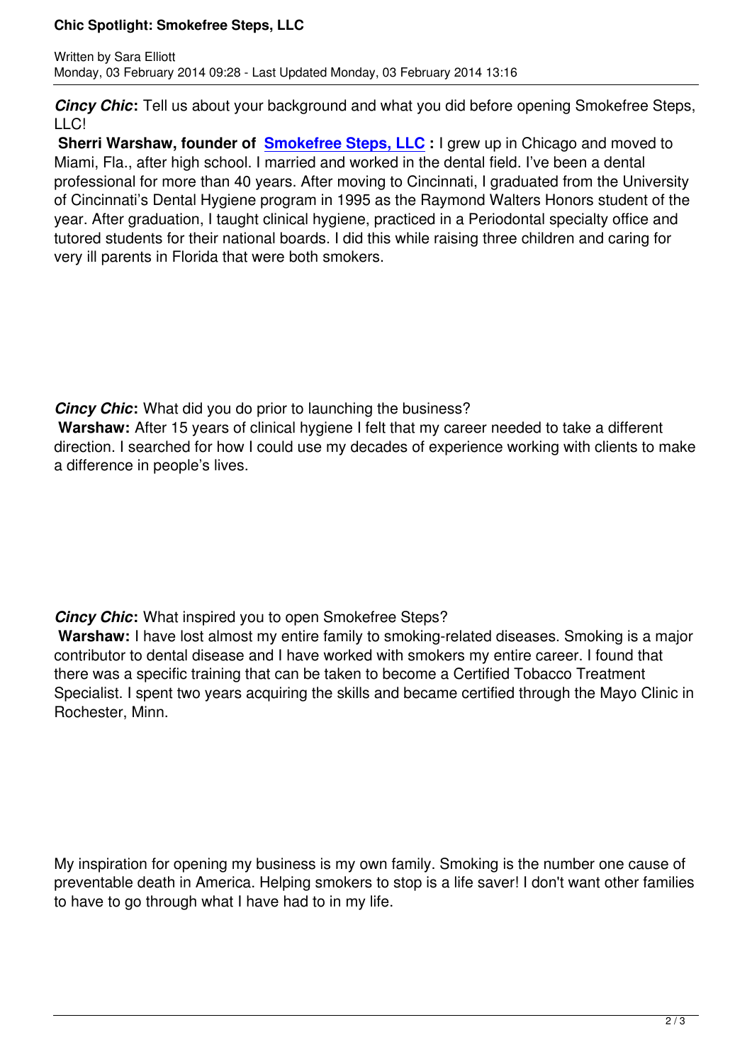***Cincy Chic*:** Tell us about your background and what you did before opening Smokefree Steps, LLC!

**Sherri Warshaw, founder of [Smokefree Steps, LLC](#) :** I grew up in Chicago and moved to Miami, Fla., after high school. I married and worked in the dental field. I've been a dental professional for more than 40 years. After moving to Cincinnati, I graduated from the University of Cincinnati's Dental Hygiene program in 1995 as the Raymond Walters Honors student of the year. After graduation, I taught clinical hygiene, practiced in a Periodontal specialty office and tutored students for their national boards. I did this while raising three children and caring for very ill parents in Florida that were both smokers.

***Cincy Chic*:** What did you do prior to launching the business?

**Warshaw:** After 15 years of clinical hygiene I felt that my career needed to take a different direction. I searched for how I could use my decades of experience working with clients to make a difference in people's lives.

***Cincy Chic*:** What inspired you to open Smokefree Steps?

**Warshaw:** I have lost almost my entire family to smoking-related diseases. Smoking is a major contributor to dental disease and I have worked with smokers my entire career. I found that there was a specific training that can be taken to become a Certified Tobacco Treatment Specialist. I spent two years acquiring the skills and became certified through the Mayo Clinic in Rochester, Minn.

My inspiration for opening my business is my own family. Smoking is the number one cause of preventable death in America. Helping smokers to stop is a life saver! I don't want other families to have to go through what I have had to in my life.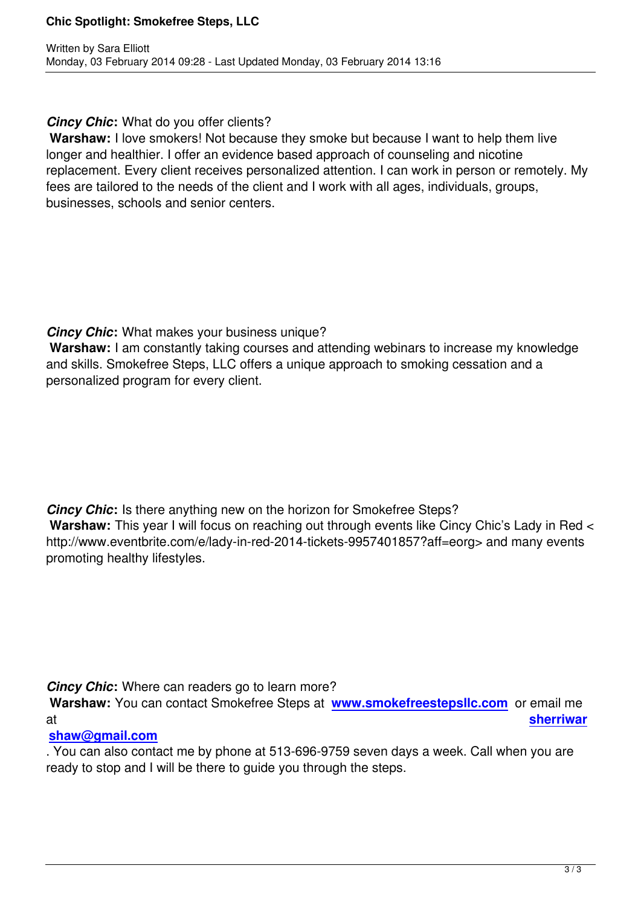***Cincy Chic*****:** What do you offer clients?

**Warshaw:** I love smokers! Not because they smoke but because I want to help them live longer and healthier. I offer an evidence based approach of counseling and nicotine replacement. Every client receives personalized attention. I can work in person or remotely. My fees are tailored to the needs of the client and I work with all ages, individuals, groups, businesses, schools and senior centers.

***Cincy Chic*****:** What makes your business unique?

**Warshaw:** I am constantly taking courses and attending webinars to increase my knowledge and skills. Smokefree Steps, LLC offers a unique approach to smoking cessation and a personalized program for every client.

***Cincy Chic*****:** Is there anything new on the horizon for Smokefree Steps?

**Warshaw:** This year I will focus on reaching out through events like Cincy Chic's Lady in Red < http://www.eventbrite.com/e/lady-in-red-2014-tickets-9957401857?aff=eorg> and many events promoting healthy lifestyles.

***Cincy Chic*****:** Where can readers go to learn more?

**Warshaw:** You can contact Smokefree Steps at **www.smokefreestepsllc.com** or email me at **sherriwarshaw@gmail.com**. You can also contact me by phone at 513-696-9759 seven days a week. Call when you are ready to stop and I will be there to guide you through the steps.